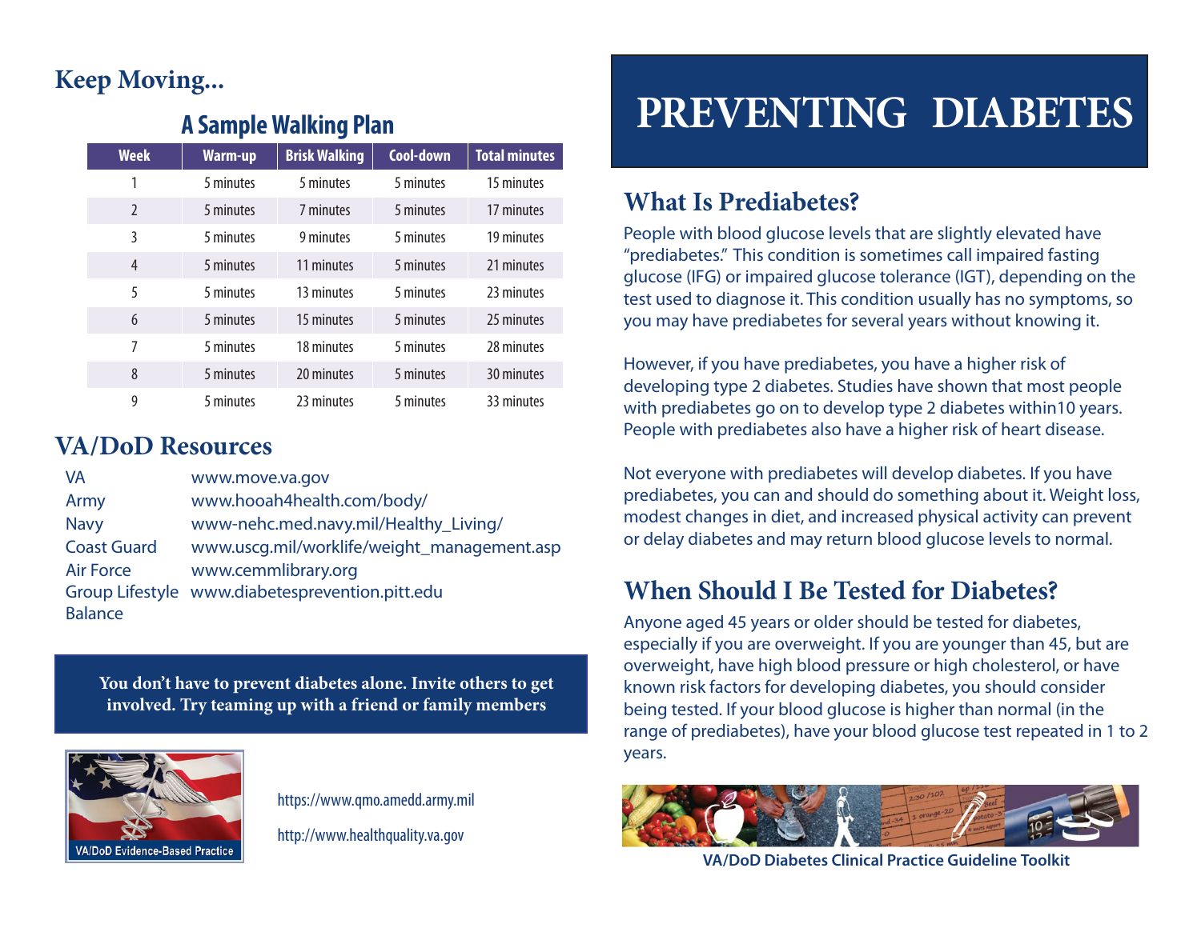## Keep Moving...

### A Sample Walking Plan

| Week | Warm-up | Brisk Walking | Cool-down | Total minutes |
|---|---|---|---|---|
| 1 | 5 minutes | 5 minutes | 5 minutes | 15 minutes |
| 2 | 5 minutes | 7 minutes | 5 minutes | 17 minutes |
| 3 | 5 minutes | 9 minutes | 5 minutes | 19 minutes |
| 4 | 5 minutes | 11 minutes | 5 minutes | 21 minutes |
| 5 | 5 minutes | 13 minutes | 5 minutes | 23 minutes |
| 6 | 5 minutes | 15 minutes | 5 minutes | 25 minutes |
| 7 | 5 minutes | 18 minutes | 5 minutes | 28 minutes |
| 8 | 5 minutes | 20 minutes | 5 minutes | 30 minutes |
| 9 | 5 minutes | 23 minutes | 5 minutes | 33 minutes |

## VA/DoD Resources

| | |
|---|---|
| VA | www.move.va.gov |
| Army | www.hooah4health.com/body/ |
| Navy | www-nehc.med.navy.mil/Healthy_Living/ |
| Coast Guard | www.uscg.mil/worklife/weight_management.asp |
| Air Force | www.cemmlibrary.org |
| Group Lifestyle Balance | www.diabetesprevention.pitt.edu |

**You don't have to prevent diabetes alone. Invite others to get involved. Try teaming up with a friend or family members**

VA/DoD Evidence-Based Practice

https://www.qmo.amedd.army.mil

http://www.healthquality.va.gov

# PREVENTING DIABETES

## What Is Prediabetes?

People with blood glucose levels that are slightly elevated have "prediabetes." This condition is sometimes call impaired fasting glucose (IFG) or impaired glucose tolerance (IGT), depending on the test used to diagnose it. This condition usually has no symptoms, so you may have prediabetes for several years without knowing it.

However, if you have prediabetes, you have a higher risk of developing type 2 diabetes. Studies have shown that most people with prediabetes go on to develop type 2 diabetes within10 years. People with prediabetes also have a higher risk of heart disease.

Not everyone with prediabetes will develop diabetes. If you have prediabetes, you can and should do something about it. Weight loss, modest changes in diet, and increased physical activity can prevent or delay diabetes and may return blood glucose levels to normal.

## When Should I Be Tested for Diabetes?

Anyone aged 45 years or older should be tested for diabetes, especially if you are overweight. If you are younger than 45, but are overweight, have high blood pressure or high cholesterol, or have known risk factors for developing diabetes, you should consider being tested. If your blood glucose is higher than normal (in the range of prediabetes), have your blood glucose test repeated in 1 to 2 years.

VA/DoD Diabetes Clinical Practice Guideline Toolkit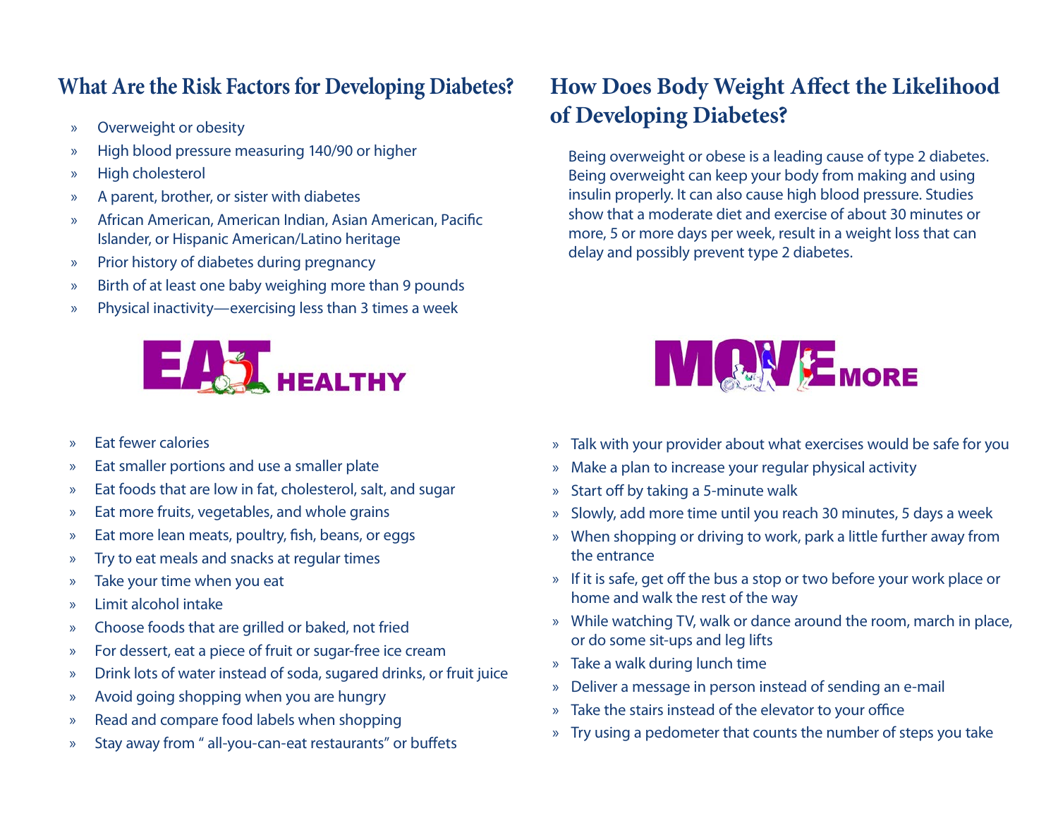## What Are the Risk Factors for Developing Diabetes?

- Overweight or obesity
- High blood pressure measuring 140/90 or higher
- High cholesterol
- A parent, brother, or sister with diabetes
- African American, American Indian, Asian American, Pacific Islander, or Hispanic American/Latino heritage
- Prior history of diabetes during pregnancy
- Birth of at least one baby weighing more than 9 pounds
- Physical inactivity—exercising less than 3 times a week

## EAT HEALTHY

- Eat fewer calories
- Eat smaller portions and use a smaller plate
- Eat foods that are low in fat, cholesterol, salt, and sugar
- Eat more fruits, vegetables, and whole grains
- Eat more lean meats, poultry, fish, beans, or eggs
- Try to eat meals and snacks at regular times
- Take your time when you eat
- Limit alcohol intake
- Choose foods that are grilled or baked, not fried
- For dessert, eat a piece of fruit or sugar-free ice cream
- Drink lots of water instead of soda, sugared drinks, or fruit juice
- Avoid going shopping when you are hungry
- Read and compare food labels when shopping
- Stay away from " all-you-can-eat restaurants" or buffets

## How Does Body Weight Affect the Likelihood of Developing Diabetes?

Being overweight or obese is a leading cause of type 2 diabetes. Being overweight can keep your body from making and using insulin properly. It can also cause high blood pressure. Studies show that a moderate diet and exercise of about 30 minutes or more, 5 or more days per week, result in a weight loss that can delay and possibly prevent type 2 diabetes.

## MOVE MORE

- Talk with your provider about what exercises would be safe for you
- Make a plan to increase your regular physical activity
- Start off by taking a 5-minute walk
- Slowly, add more time until you reach 30 minutes, 5 days a week
- When shopping or driving to work, park a little further away from the entrance
- If it is safe, get off the bus a stop or two before your work place or home and walk the rest of the way
- While watching TV, walk or dance around the room, march in place, or do some sit-ups and leg lifts
- Take a walk during lunch time
- Deliver a message in person instead of sending an e-mail
- Take the stairs instead of the elevator to your office
- Try using a pedometer that counts the number of steps you take